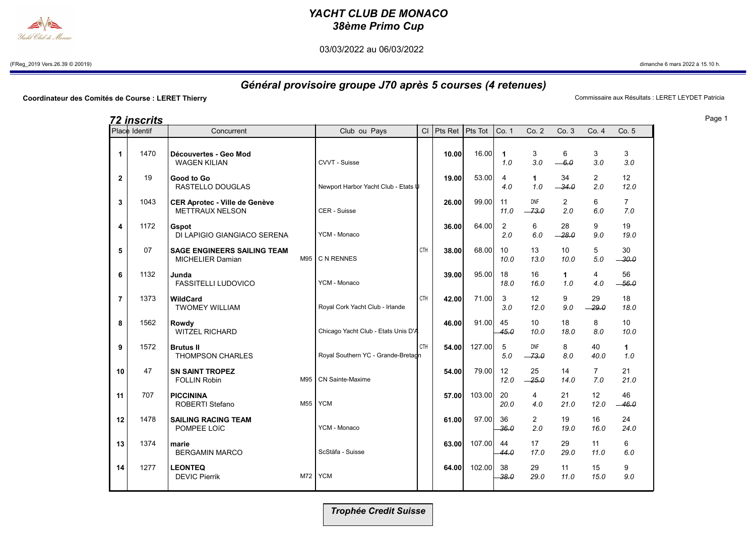# YACHT CLUB DE MONACO

## 38ème Primo Cup

03/03/2022 au 06/03/2022

(FReg_2019 Vers.26.39 © 20019) dimanche 6 mars 2022 à 15.10 h.

## Général provisoire groupe J70 après 5 courses (4 retenues)

**Coordinateur des Comités de Course : LERET Thierry**

Commissaire aux Résultats : LERET LEYDET Patricia

### 72 inscrits

| Place | Identif | Concurrent | | Club ou Pays | Cl | Pts Ret | Pts Tot | Co. 1 | Co. 2 | Co. 3 | Co. 4 | Co. 5 |
|---|---|---|---|---|---|---|---|---|---|---|---|---|
| 1 | 1470 | **Découvertes - Geo Mod** WAGEN KILIAN | | CVVT - Suisse | | **10.00** | 16.00 | **1** 1.0 | 3 3.0 | 6 ~~6.0~~ | 3 3.0 | 3 3.0 |
| 2 | 19 | **Good to Go** RASTELLO DOUGLAS | | Newport Harbor Yacht Club - Etats U | | **19.00** | 53.00 | 4 4.0 | **1** 1.0 | 34 ~~34.0~~ | 2 2.0 | 12 12.0 |
| 3 | 1043 | **CER Aprotec - Ville de Genève** METTRAUX NELSON | | CER - Suisse | | **26.00** | 99.00 | 11 11.0 | DNF ~~73.0~~ | 2 2.0 | 6 6.0 | 7 7.0 |
| 4 | 1172 | **Gspot** DI LAPIGIO GIANGIACO SERENA | | YCM - Monaco | | **36.00** | 64.00 | 2 2.0 | 6 6.0 | 28 ~~28.0~~ | 9 9.0 | 19 19.0 |
| 5 | 07 | **SAGE ENGINEERS SAILING TEAM** MICHELIER Damian | M95 | C N RENNES | CTH | **38.00** | 68.00 | 10 10.0 | 13 13.0 | 10 10.0 | 5 5.0 | 30 ~~30.0~~ |
| 6 | 1132 | **Junda** FASSITELLI LUDOVICO | | YCM - Monaco | | **39.00** | 95.00 | 18 18.0 | 16 16.0 | **1** 1.0 | 4 4.0 | 56 ~~56.0~~ |
| 7 | 1373 | **WildCard** TWOMEY WILLIAM | | Royal Cork Yacht Club - Irlande | CTH | **42.00** | 71.00 | 3 3.0 | 12 12.0 | 9 9.0 | 29 ~~29.0~~ | 18 18.0 |
| 8 | 1562 | **Rowdy** WITZEL RICHARD | | Chicago Yacht Club - Etats Unis D'A | | **46.00** | 91.00 | 45 ~~45.0~~ | 10 10.0 | 18 18.0 | 8 8.0 | 10 10.0 |
| 9 | 1572 | **Brutus II** THOMPSON CHARLES | | Royal Southern YC - Grande-Bretagn | CTH | **54.00** | 127.00 | 5 5.0 | DNF ~~73.0~~ | 8 8.0 | 40 40.0 | **1** 1.0 |
| 10 | 47 | **SN SAINT TROPEZ** FOLLIN Robin | M95 | CN Sainte-Maxime | | **54.00** | 79.00 | 12 12.0 | 25 ~~25.0~~ | 14 14.0 | 7 7.0 | 21 21.0 |
| 11 | 707 | **PICCININA** ROBERTI Stefano | M55 | YCM | | **57.00** | 103.00 | 20 20.0 | 4 4.0 | 21 21.0 | 12 12.0 | 46 ~~46.0~~ |
| 12 | 1478 | **SAILING RACING TEAM** POMPEE LOïC | | YCM - Monaco | | **61.00** | 97.00 | 36 ~~36.0~~ | 2 2.0 | 19 19.0 | 16 16.0 | 24 24.0 |
| 13 | 1374 | **marie** BERGAMIN MARCO | | ScStäfa - Suisse | | **63.00** | 107.00 | 44 ~~44.0~~ | 17 17.0 | 29 29.0 | 11 11.0 | 6 6.0 |
| 14 | 1277 | **LEONTEQ** DEVIC Pierrik | M72 | YCM | | **64.00** | 102.00 | 38 ~~38.0~~ | 29 29.0 | 11 11.0 | 15 15.0 | 9 9.0 |

***Trophée Credit Suisse***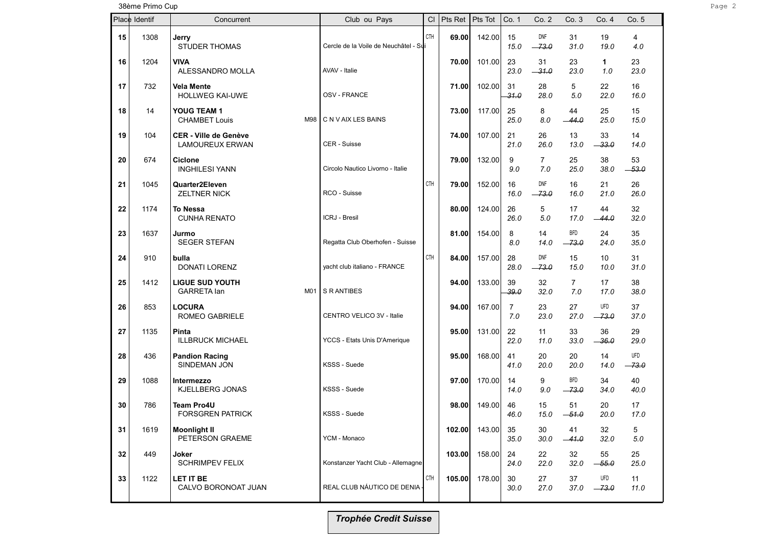38ème Primo Cup

| Place | Identif | Concurrent | Club ou Pays | Cl | Pts Ret | Pts Tot | Co. 1 | Co. 2 | Co. 3 | Co. 4 | Co. 5 |
|---|---|---|---|---|---|---|---|---|---|---|---|
| 15 | 1308 | **Jerry** STUDER THOMAS | Cercle de la Voile de Neuchâtel - Sui | CTH | **69.00** | 142.00 | 15 *15.0* | DNF ~~*73.0*~~ | 31 *31.0* | 19 *19.0* | 4 *4.0* |
| 16 | 1204 | **VIVA** ALESSANDRO MOLLA | AVAV - Italie | | **70.00** | 101.00 | 23 *23.0* | 31 ~~*31.0*~~ | 23 *23.0* | **1** *1.0* | 23 *23.0* |
| 17 | 732 | **Vela Mente** HOLLWEG KAI-UWE | OSV - FRANCE | | **71.00** | 102.00 | 31 ~~*31.0*~~ | 28 *28.0* | 5 *5.0* | 22 *22.0* | 16 *16.0* |
| 18 | 14 | **YOUG TEAM 1** CHAMBET Louis M98 | C N V AIX LES BAINS | | **73.00** | 117.00 | 25 *25.0* | 8 *8.0* | 44 ~~*44.0*~~ | 25 *25.0* | 15 *15.0* |
| 19 | 104 | **CER - Ville de Genève** LAMOUREUX ERWAN | CER - Suisse | | **74.00** | 107.00 | 21 *21.0* | 26 *26.0* | 13 *13.0* | 33 ~~*33.0*~~ | 14 *14.0* |
| 20 | 674 | **Ciclone** INGHILESI YANN | Circolo Nautico Livorno - Italie | | **79.00** | 132.00 | 9 *9.0* | 7 *7.0* | 25 *25.0* | 38 *38.0* | 53 ~~*53.0*~~ |
| 21 | 1045 | **Quarter2Eleven** ZELTNER NICK | RCO - Suisse | CTH | **79.00** | 152.00 | 16 *16.0* | DNF ~~*73.0*~~ | 16 *16.0* | 21 *21.0* | 26 *26.0* |
| 22 | 1174 | **To Nessa** CUNHA RENATO | ICRJ - Bresil | | **80.00** | 124.00 | 26 *26.0* | 5 *5.0* | 17 *17.0* | 44 ~~*44.0*~~ | 32 *32.0* |
| 23 | 1637 | **Jurmo** SEGER STEFAN | Regatta Club Oberhofen - Suisse | | **81.00** | 154.00 | 8 *8.0* | 14 *14.0* | BFD ~~*73.0*~~ | 24 *24.0* | 35 *35.0* |
| 24 | 910 | **bulla** DONATI LORENZ | yacht club italiano - FRANCE | CTH | **84.00** | 157.00 | 28 *28.0* | DNF ~~*73.0*~~ | 15 *15.0* | 10 *10.0* | 31 *31.0* |
| 25 | 1412 | **LIGUE SUD YOUTH** GARRETA Ian M01 | S R ANTIBES | | **94.00** | 133.00 | 39 ~~*39.0*~~ | 32 *32.0* | 7 *7.0* | 17 *17.0* | 38 *38.0* |
| 26 | 853 | **LOCURA** ROMEO GABRIELE | CENTRO VELICO 3V - Italie | | **94.00** | 167.00 | 7 *7.0* | 23 *23.0* | 27 *27.0* | UFD ~~*73.0*~~ | 37 *37.0* |
| 27 | 1135 | **Pinta** ILLBRUCK MICHAEL | YCCS - Etats Unis D'Amerique | | **95.00** | 131.00 | 22 *22.0* | 11 *11.0* | 33 *33.0* | 36 ~~*36.0*~~ | 29 *29.0* |
| 28 | 436 | **Pandion Racing** SINDEMAN JON | KSSS - Suede | | **95.00** | 168.00 | 41 *41.0* | 20 *20.0* | 20 *20.0* | 14 *14.0* | UFD ~~*73.0*~~ |
| 29 | 1088 | **Intermezzo** KJELLBERG JONAS | KSSS - Suede | | **97.00** | 170.00 | 14 *14.0* | 9 *9.0* | BFD ~~*73.0*~~ | 34 *34.0* | 40 *40.0* |
| 30 | 786 | **Team Pro4U** FORSGREN PATRICK | KSSS - Suede | | **98.00** | 149.00 | 46 *46.0* | 15 *15.0* | 51 ~~*51.0*~~ | 20 *20.0* | 17 *17.0* |
| 31 | 1619 | **Moonlight II** PETERSON GRAEME | YCM - Monaco | | **102.00** | 143.00 | 35 *35.0* | 30 *30.0* | 41 ~~*41.0*~~ | 32 *32.0* | 5 *5.0* |
| 32 | 449 | **Joker** SCHRIMPEV FELIX | Konstanzer Yacht Club - Allemagne | | **103.00** | 158.00 | 24 *24.0* | 22 *22.0* | 32 *32.0* | 55 ~~*55.0*~~ | 25 *25.0* |
| 33 | 1122 | **LET IT BE** CALVO BORONOAT JUAN | REAL CLUB NÁUTICO DE DENIA - | CTH | **105.00** | 178.00 | 30 *30.0* | 27 *27.0* | 37 *37.0* | UFD ~~*73.0*~~ | 11 *11.0* |

***Trophée Credit Suisse***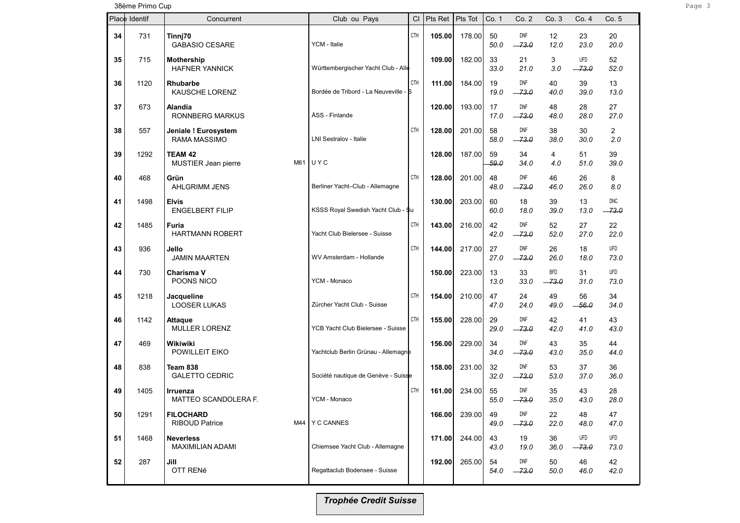38ème Primo Cup

| Place | Identif | Concurrent | | Club ou Pays | Cl | Pts Ret | Pts Tot | Co. 1 | Co. 2 | Co. 3 | Co. 4 | Co. 5 |
|---|---|---|---|---|---|---|---|---|---|---|---|---|
| 34 | 731 | **Tinnj70** GABASIO CESARE | | YCM - Italie | CTH | **105.00** | 178.00 | 50 *50.0* | DNF ~~*73.0*~~ | 12 *12.0* | 23 *23.0* | 20 *20.0* |
| 35 | 715 | **Mothership** HAFNER YANNICK | | Württembergischer Yacht Club - Alle | | **109.00** | 182.00 | 33 *33.0* | 21 *21.0* | 3 *3.0* | UFD ~~*73.0*~~ | 52 *52.0* |
| 36 | 1120 | **Rhubarbe** KAUSCHE LORENZ | | Bordée de Tribord - La Neuveville - S | CTH | **111.00** | 184.00 | 19 *19.0* | DNF ~~*73.0*~~ | 40 *40.0* | 39 *39.0* | 13 *13.0* |
| 37 | 673 | **Alandia** RONNBERG MARKUS | | ÅSS - Finlande | | **120.00** | 193.00 | 17 *17.0* | DNF ~~*73.0*~~ | 48 *48.0* | 28 *28.0* | 27 *27.0* |
| 38 | 557 | **Jeniale ! Eurosystem** RAMA MASSIMO | | LNI Sestralov - Italie | CTH | **128.00** | 201.00 | 58 *58.0* | DNF ~~*73.0*~~ | 38 *38.0* | 30 *30.0* | 2 *2.0* |
| 39 | 1292 | **TEAM 42** MUSTIER Jean pierre | M61 | U Y C | | **128.00** | 187.00 | 59 ~~*59.0*~~ | 34 *34.0* | 4 *4.0* | 51 *51.0* | 39 *39.0* |
| 40 | 468 | **Grün** AHLGRIMM JENS | | Berliner Yacht–Club - Allemagne | CTH | **128.00** | 201.00 | 48 *48.0* | DNF ~~*73.0*~~ | 46 *46.0* | 26 *26.0* | 8 *8.0* |
| 41 | 1498 | **Elvis** ENGELBERT FILIP | | KSSS Royal Swedish Yacht Club - Su | | **130.00** | 203.00 | 60 *60.0* | 18 *18.0* | 39 *39.0* | 13 *13.0* | DNC ~~*73.0*~~ |
| 42 | 1485 | **Furia** HARTMANN ROBERT | | Yacht Club Bielersee - Suisse | CTH | **143.00** | 216.00 | 42 *42.0* | DNF ~~*73.0*~~ | 52 *52.0* | 27 *27.0* | 22 *22.0* |
| 43 | 936 | **Jello** JAMIN MAARTEN | | WV Amsterdam - Hollande | CTH | **144.00** | 217.00 | 27 *27.0* | DNF ~~*73.0*~~ | 26 *26.0* | 18 *18.0* | UFD *73.0* |
| 44 | 730 | **Charisma V** POONS NICO | | YCM - Monaco | | **150.00** | 223.00 | 13 *13.0* | 33 *33.0* | BFD ~~*73.0*~~ | 31 *31.0* | UFD *73.0* |
| 45 | 1218 | **Jacqueline** LOOSER LUKAS | | Zürcher Yacht Club - Suisse | CTH | **154.00** | 210.00 | 47 *47.0* | 24 *24.0* | 49 *49.0* | 56 ~~*56.0*~~ | 34 *34.0* |
| 46 | 1142 | **Attaque** MULLER LORENZ | | YCB Yacht Club Bielersee - Suisse | CTH | **155.00** | 228.00 | 29 *29.0* | DNF ~~*73.0*~~ | 42 *42.0* | 41 *41.0* | 43 *43.0* |
| 47 | 469 | **Wikiwiki** POWILLEIT EIKO | | Yachtclub Berlin Grünau - Allemagne | | **156.00** | 229.00 | 34 *34.0* | DNF ~~*73.0*~~ | 43 *43.0* | 35 *35.0* | 44 *44.0* |
| 48 | 838 | **Team 838** GALETTO CEDRIC | | Société nautique de Genève - Suisse | | **158.00** | 231.00 | 32 *32.0* | DNF ~~*73.0*~~ | 53 *53.0* | 37 *37.0* | 36 *36.0* |
| 49 | 1405 | **Irruenza** MATTEO SCANDOLERA F. | | YCM - Monaco | CTH | **161.00** | 234.00 | 55 *55.0* | DNF ~~*73.0*~~ | 35 *35.0* | 43 *43.0* | 28 *28.0* |
| 50 | 1291 | **FILOCHARD** RIBOUD Patrice | M44 | Y C CANNES | | **166.00** | 239.00 | 49 *49.0* | DNF ~~*73.0*~~ | 22 *22.0* | 48 *48.0* | 47 *47.0* |
| 51 | 1468 | **Neverless** MAXIMILIAN ADAMI | | Chiemsee Yacht Club - Allemagne | | **171.00** | 244.00 | 43 *43.0* | 19 *19.0* | 36 *36.0* | UFD ~~*73.0*~~ | UFD *73.0* |
| 52 | 287 | **Jill** OTT RENé | | Regattaclub Bodensee - Suisse | | **192.00** | 265.00 | 54 *54.0* | DNF ~~*73.0*~~ | 50 *50.0* | 46 *46.0* | 42 *42.0* |

***Trophée Credit Suisse***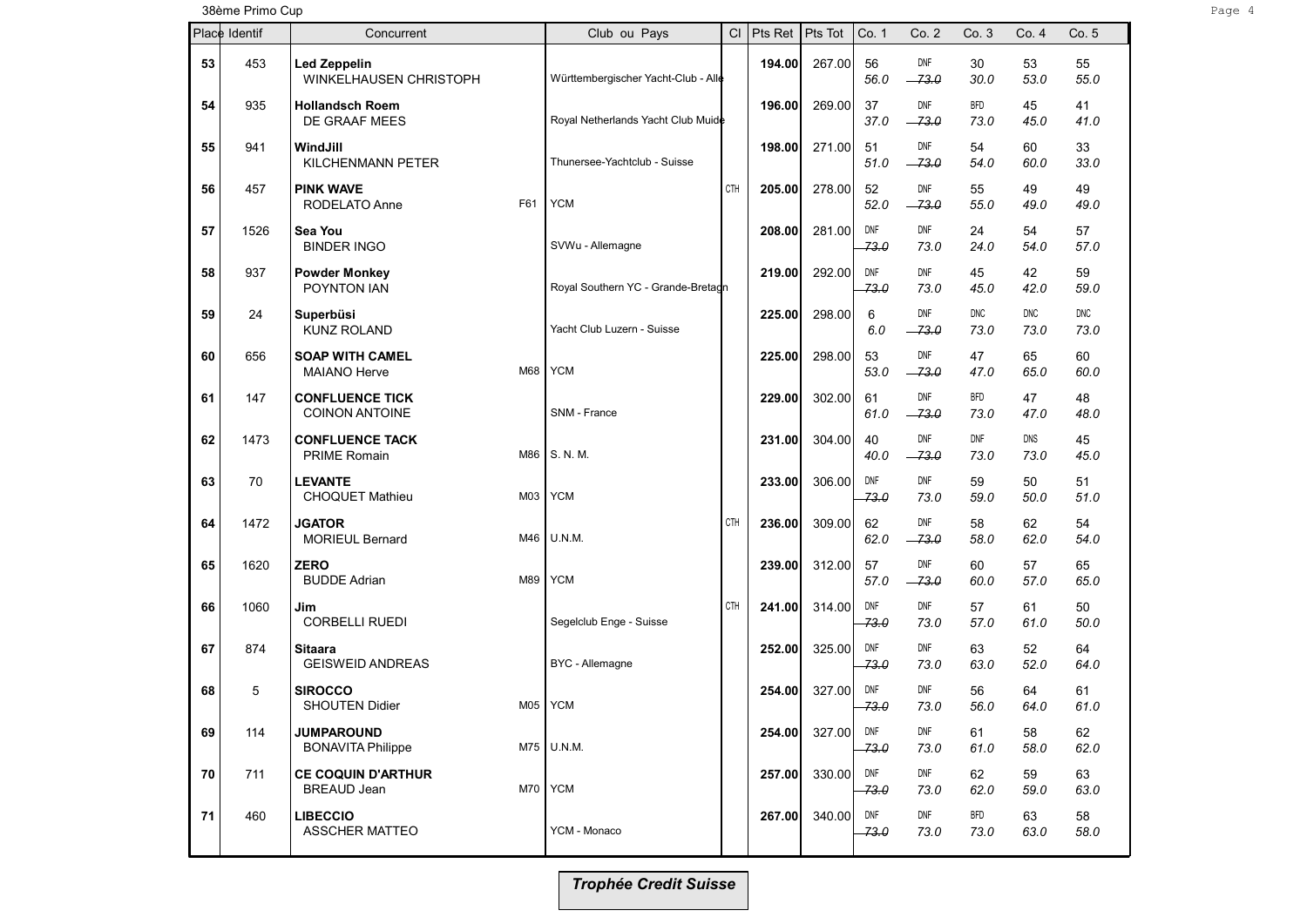38ème Primo Cup

| Place | Identif | Concurrent | | Club ou Pays | Cl | Pts Ret | Pts Tot | Co. 1 | Co. 2 | Co. 3 | Co. 4 | Co. 5 |
|---|---|---|---|---|---|---|---|---|---|---|---|---|
| 53 | 453 | **Led Zeppelin** WINKELHAUSEN CHRISTOPH | | Württembergischer Yacht-Club - Alle | | **194.00** | 267.00 | 56 *56.0* | DNF ~~*73.0*~~ | 30 *30.0* | 53 *53.0* | 55 *55.0* |
| 54 | 935 | **Hollandsch Roem** DE GRAAF MEES | | Royal Netherlands Yacht Club Muide | | **196.00** | 269.00 | 37 *37.0* | DNF ~~*73.0*~~ | BFD *73.0* | 45 *45.0* | 41 *41.0* |
| 55 | 941 | **WindJill** KILCHENMANN PETER | | Thunersee-Yachtclub - Suisse | | **198.00** | 271.00 | 51 *51.0* | DNF ~~*73.0*~~ | 54 *54.0* | 60 *60.0* | 33 *33.0* |
| 56 | 457 | **PINK WAVE** RODELATO Anne | F61 | YCM | CTH | **205.00** | 278.00 | 52 *52.0* | DNF ~~*73.0*~~ | 55 *55.0* | 49 *49.0* | 49 *49.0* |
| 57 | 1526 | **Sea You** BINDER INGO | | SVWu - Allemagne | | **208.00** | 281.00 | DNF ~~*73.0*~~ | DNF *73.0* | 24 *24.0* | 54 *54.0* | 57 *57.0* |
| 58 | 937 | **Powder Monkey** POYNTON IAN | | Royal Southern YC - Grande-Bretagn | | **219.00** | 292.00 | DNF ~~*73.0*~~ | DNF *73.0* | 45 *45.0* | 42 *42.0* | 59 *59.0* |
| 59 | 24 | **Superbüsi** KUNZ ROLAND | | Yacht Club Luzern - Suisse | | **225.00** | 298.00 | 6 *6.0* | DNF ~~*73.0*~~ | DNC *73.0* | DNC *73.0* | DNC *73.0* |
| 60 | 656 | **SOAP WITH CAMEL** MAIANO Herve | M68 | YCM | | **225.00** | 298.00 | 53 *53.0* | DNF ~~*73.0*~~ | 47 *47.0* | 65 *65.0* | 60 *60.0* |
| 61 | 147 | **CONFLUENCE TICK** COINON ANTOINE | | SNM - France | | **229.00** | 302.00 | 61 *61.0* | DNF ~~*73.0*~~ | BFD *73.0* | 47 *47.0* | 48 *48.0* |
| 62 | 1473 | **CONFLUENCE TACK** PRIME Romain | M86 | S. N. M. | | **231.00** | 304.00 | 40 *40.0* | DNF ~~*73.0*~~ | DNF *73.0* | DNS *73.0* | 45 *45.0* |
| 63 | 70 | **LEVANTE** CHOQUET Mathieu | M03 | YCM | | **233.00** | 306.00 | DNF ~~*73.0*~~ | DNF *73.0* | 59 *59.0* | 50 *50.0* | 51 *51.0* |
| 64 | 1472 | **JGATOR** MORIEUL Bernard | M46 | U.N.M. | CTH | **236.00** | 309.00 | 62 *62.0* | DNF ~~*73.0*~~ | 58 *58.0* | 62 *62.0* | 54 *54.0* |
| 65 | 1620 | **ZERO** BUDDE Adrian | M89 | YCM | | **239.00** | 312.00 | 57 *57.0* | DNF ~~*73.0*~~ | 60 *60.0* | 57 *57.0* | 65 *65.0* |
| 66 | 1060 | **Jim** CORBELLI RUEDI | | Segelclub Enge - Suisse | CTH | **241.00** | 314.00 | DNF ~~*73.0*~~ | DNF *73.0* | 57 *57.0* | 61 *61.0* | 50 *50.0* |
| 67 | 874 | **Sitaara** GEISWEID ANDREAS | | BYC - Allemagne | | **252.00** | 325.00 | DNF ~~*73.0*~~ | DNF *73.0* | 63 *63.0* | 52 *52.0* | 64 *64.0* |
| 68 | 5 | **SIROCCO** SHOUTEN Didier | M05 | YCM | | **254.00** | 327.00 | DNF ~~*73.0*~~ | DNF *73.0* | 56 *56.0* | 64 *64.0* | 61 *61.0* |
| 69 | 114 | **JUMPAROUND** BONAVITA Philippe | M75 | U.N.M. | | **254.00** | 327.00 | DNF ~~*73.0*~~ | DNF *73.0* | 61 *61.0* | 58 *58.0* | 62 *62.0* |
| 70 | 711 | **CE COQUIN D'ARTHUR** BREAUD Jean | M70 | YCM | | **257.00** | 330.00 | DNF ~~*73.0*~~ | DNF *73.0* | 62 *62.0* | 59 *59.0* | 63 *63.0* |
| 71 | 460 | **LIBECCIO** ASSCHER MATTEO | | YCM - Monaco | | **267.00** | 340.00 | DNF ~~*73.0*~~ | DNF *73.0* | BFD *73.0* | 63 *63.0* | 58 *58.0* |

***Trophée Credit Suisse***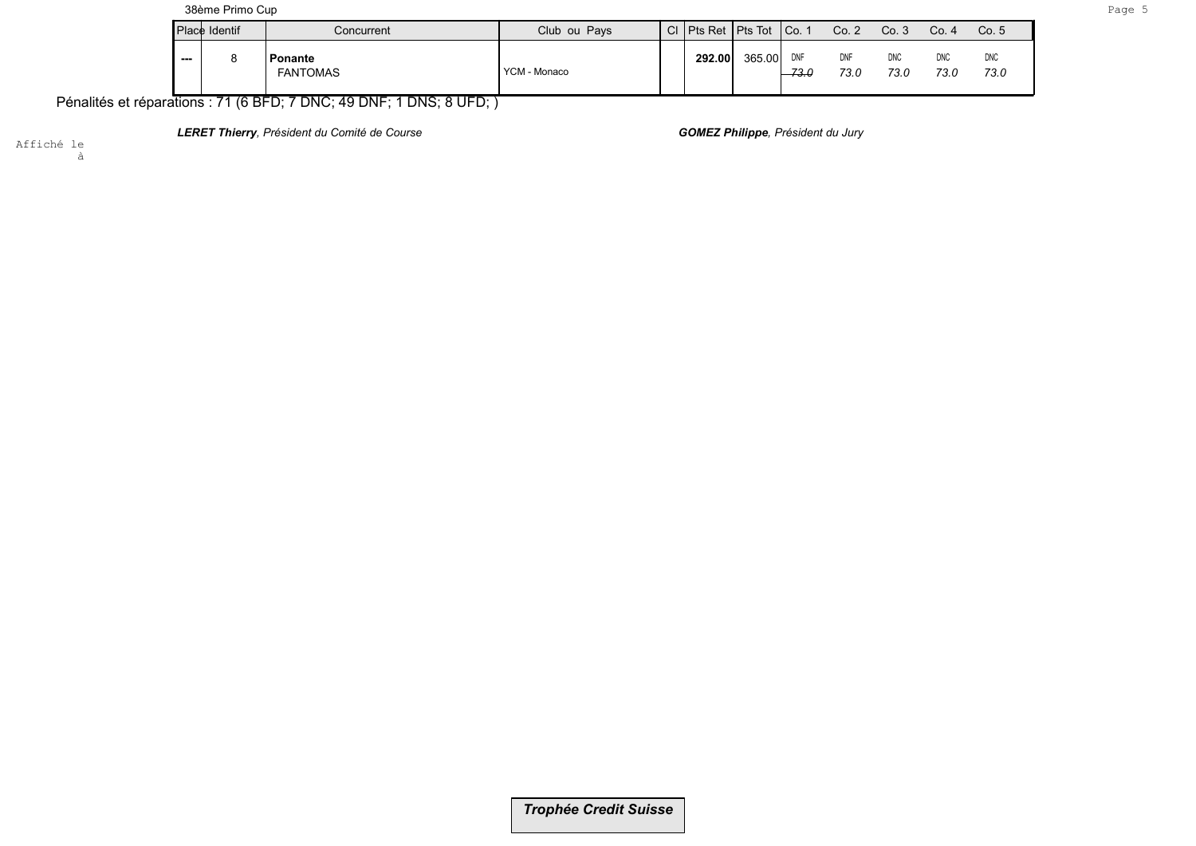38ème Primo Cup

| Place | Identif | Concurrent | Club ou Pays | Cl | Pts Ret | Pts Tot | Co. 1 | Co. 2 | Co. 3 | Co. 4 | Co. 5 |
|---|---|---|---|---|---|---|---|---|---|---|---|
| --- | 8 | **Ponante** FANTOMAS | YCM - Monaco | | **292.00** | 365.00 | DNF ~~73.0~~ | DNF 73.0 | DNC 73.0 | DNC 73.0 | DNC 73.0 |

Pénalités et réparations : 71 (6 BFD; 7 DNC; 49 DNF; 1 DNS; 8 UFD; )

***LERET Thierry**, Président du Comité de Course*

***GOMEZ Philippe**, Président du Jury*

Affiché le
à

***Trophée Credit Suisse***